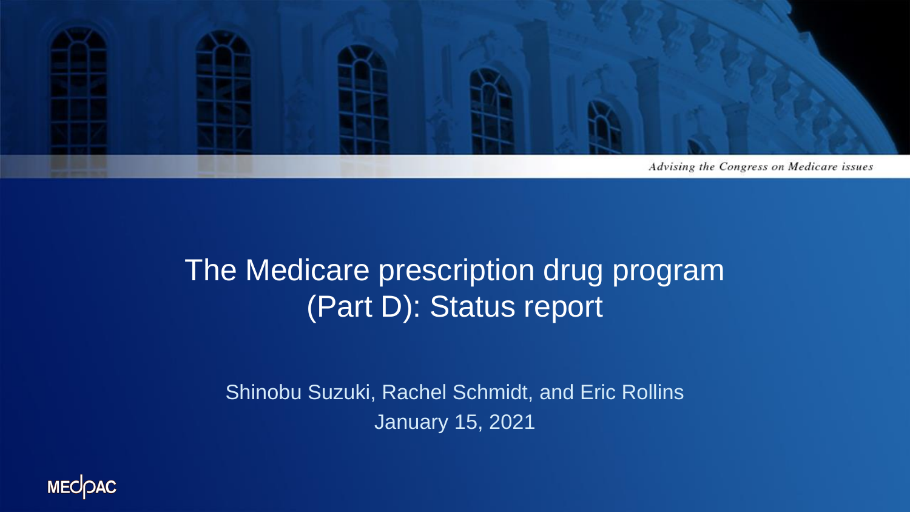Advising the Congress on Medicare issues

# The Medicare prescription drug program (Part D): Status report

Shinobu Suzuki, Rachel Schmidt, and Eric Rollins

January 15, 2021

MEDPAC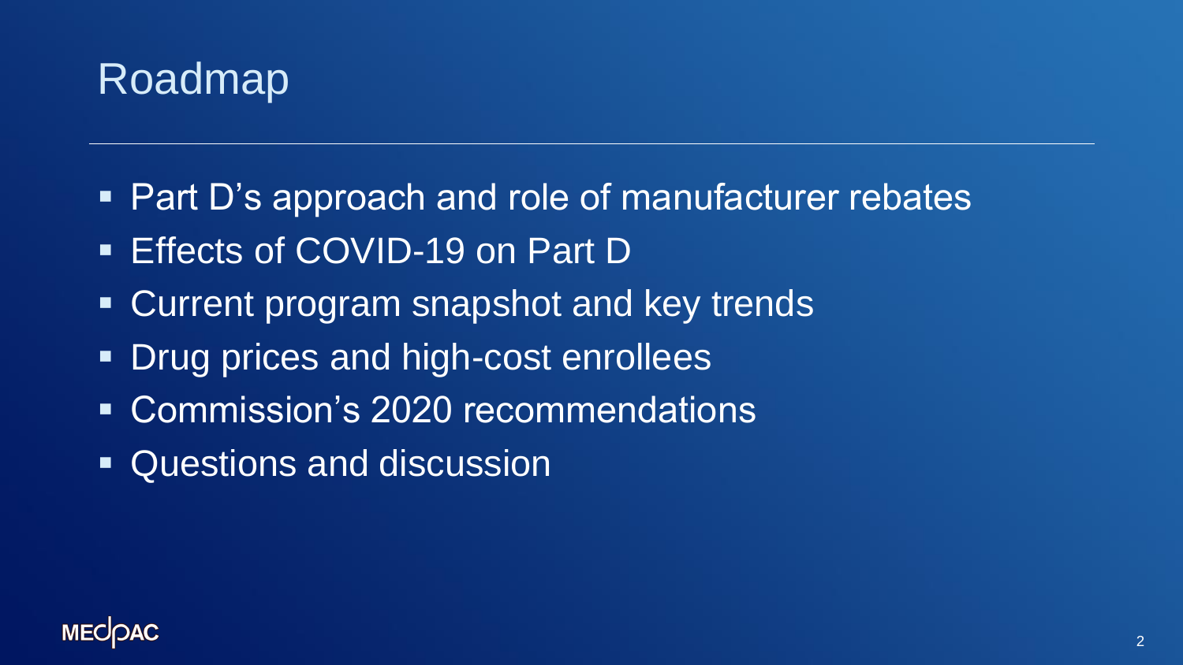# Roadmap

- Part D's approach and role of manufacturer rebates
- Effects of COVID-19 on Part D
- Current program snapshot and key trends
- Drug prices and high-cost enrollees
- Commission's 2020 recommendations
- Questions and discussion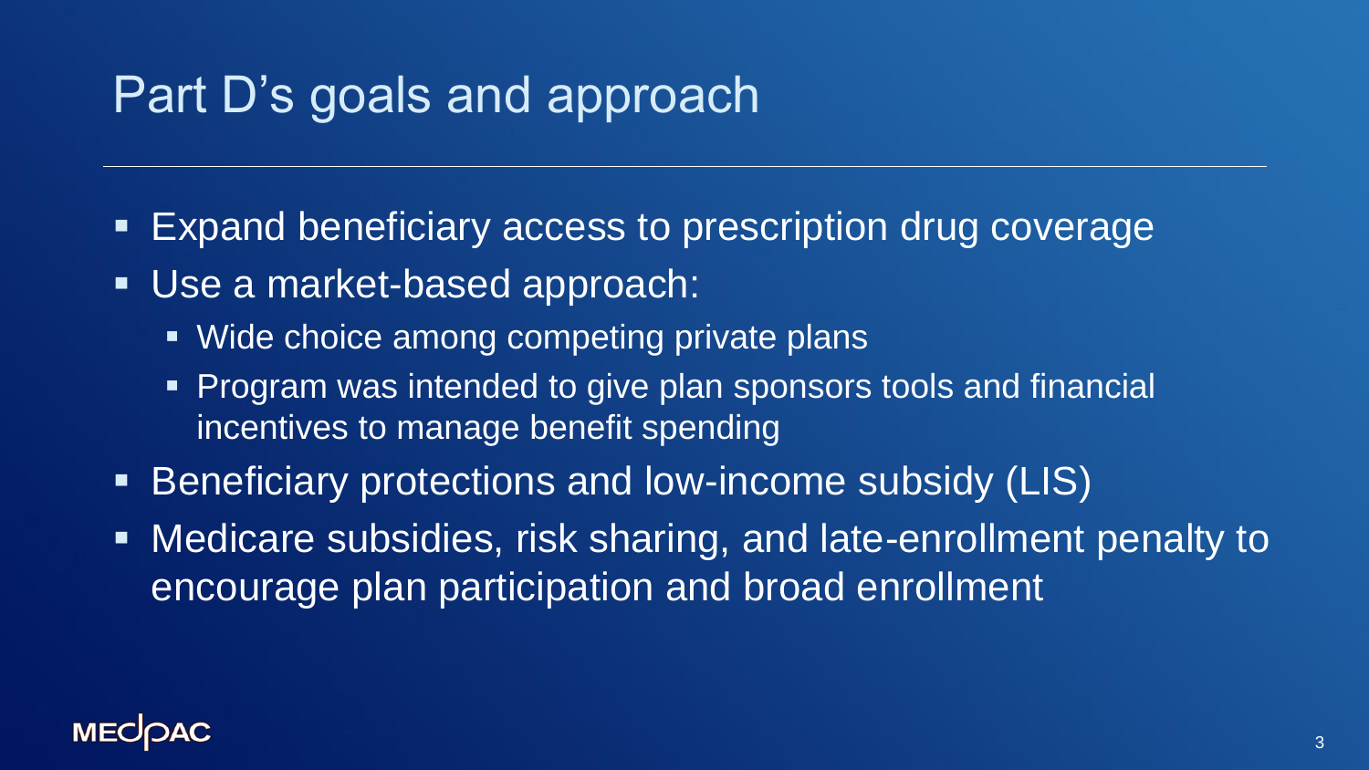# Part D's goals and approach

- Expand beneficiary access to prescription drug coverage
- Use a market-based approach:
  - Wide choice among competing private plans
  - Program was intended to give plan sponsors tools and financial incentives to manage benefit spending
- Beneficiary protections and low-income subsidy (LIS)
- Medicare subsidies, risk sharing, and late-enrollment penalty to encourage plan participation and broad enrollment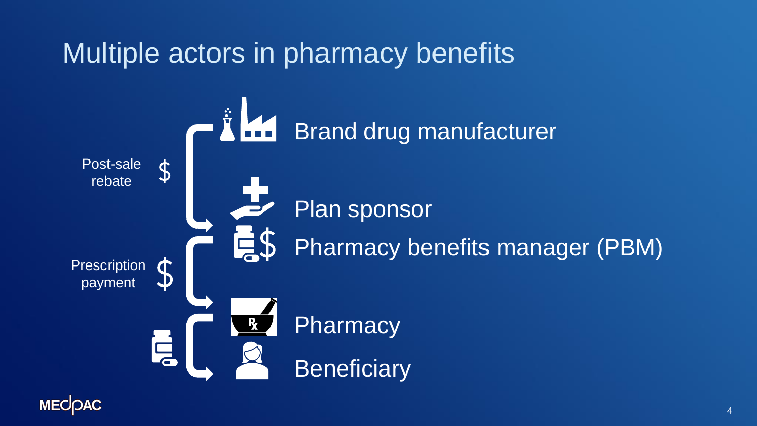# Multiple actors in pharmacy benefits

Post-sale rebate $

Prescription payment $

- Brand drug manufacturer
- Plan sponsor
- Pharmacy benefits manager (PBM)
- Pharmacy
- Beneficiary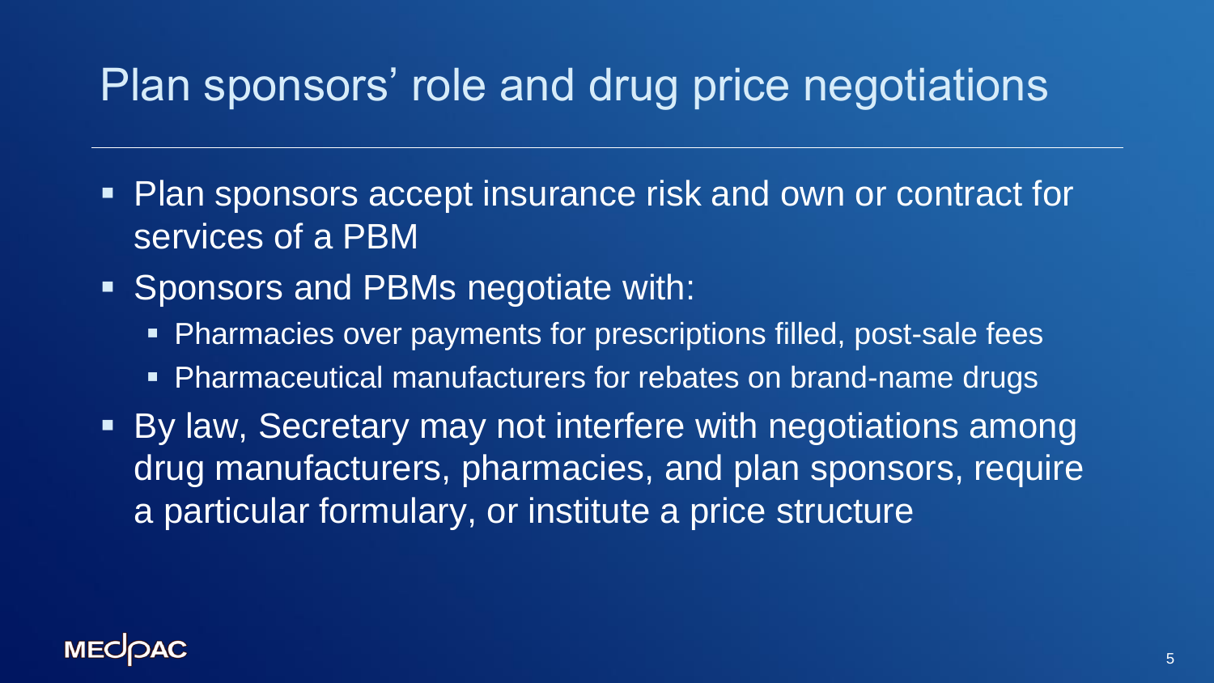# Plan sponsors' role and drug price negotiations

- Plan sponsors accept insurance risk and own or contract for services of a PBM
- Sponsors and PBMs negotiate with:
  - Pharmacies over payments for prescriptions filled, post-sale fees
  - Pharmaceutical manufacturers for rebates on brand-name drugs
- By law, Secretary may not interfere with negotiations among drug manufacturers, pharmacies, and plan sponsors, require a particular formulary, or institute a price structure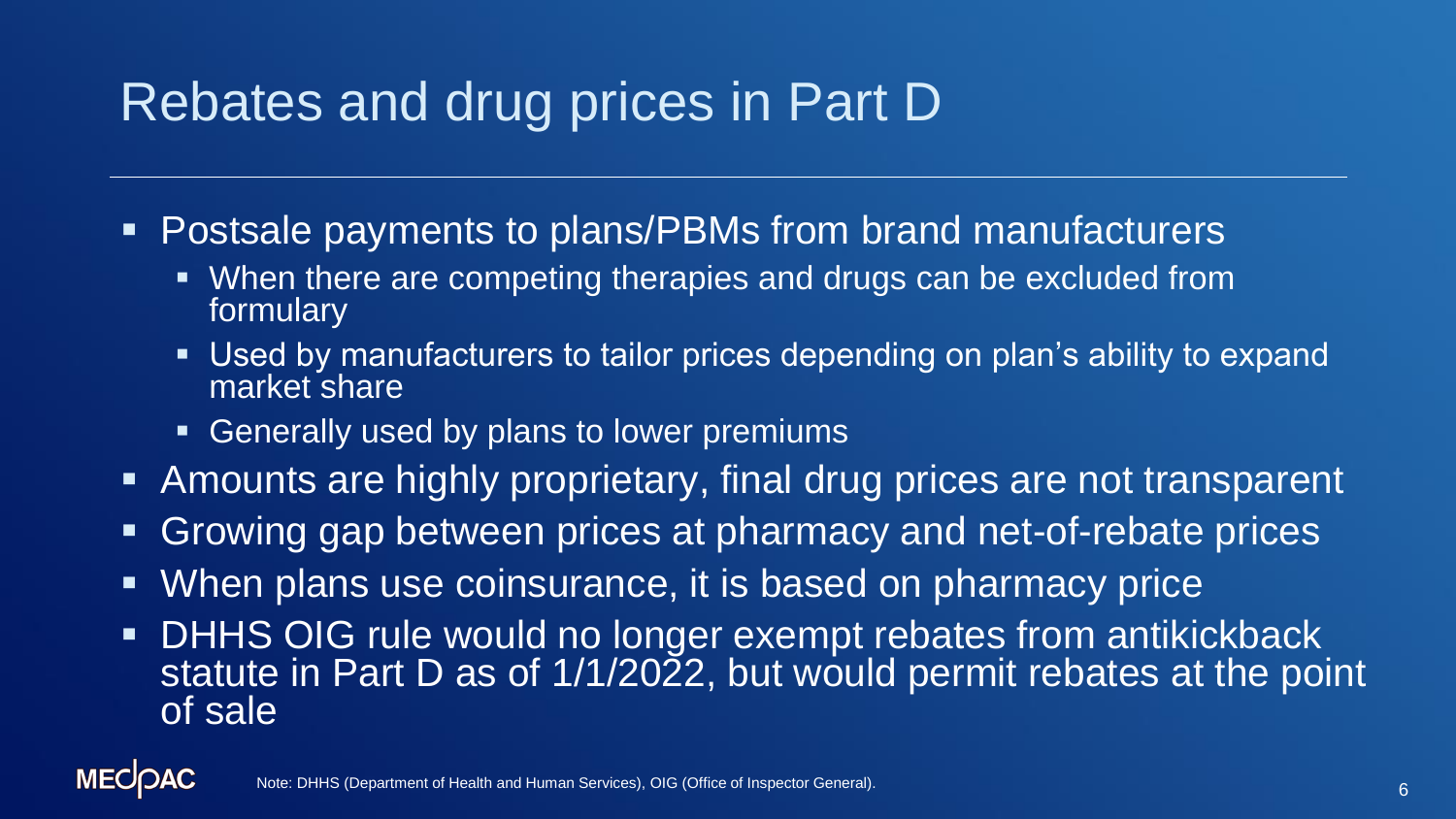# Rebates and drug prices in Part D

- Postsale payments to plans/PBMs from brand manufacturers
  - When there are competing therapies and drugs can be excluded from formulary
  - Used by manufacturers to tailor prices depending on plan's ability to expand market share
  - Generally used by plans to lower premiums
- Amounts are highly proprietary, final drug prices are not transparent
- Growing gap between prices at pharmacy and net-of-rebate prices
- When plans use coinsurance, it is based on pharmacy price
- DHHS OIG rule would no longer exempt rebates from antikickback statute in Part D as of 1/1/2022, but would permit rebates at the point of sale

Note: DHHS (Department of Health and Human Services), OIG (Office of Inspector General).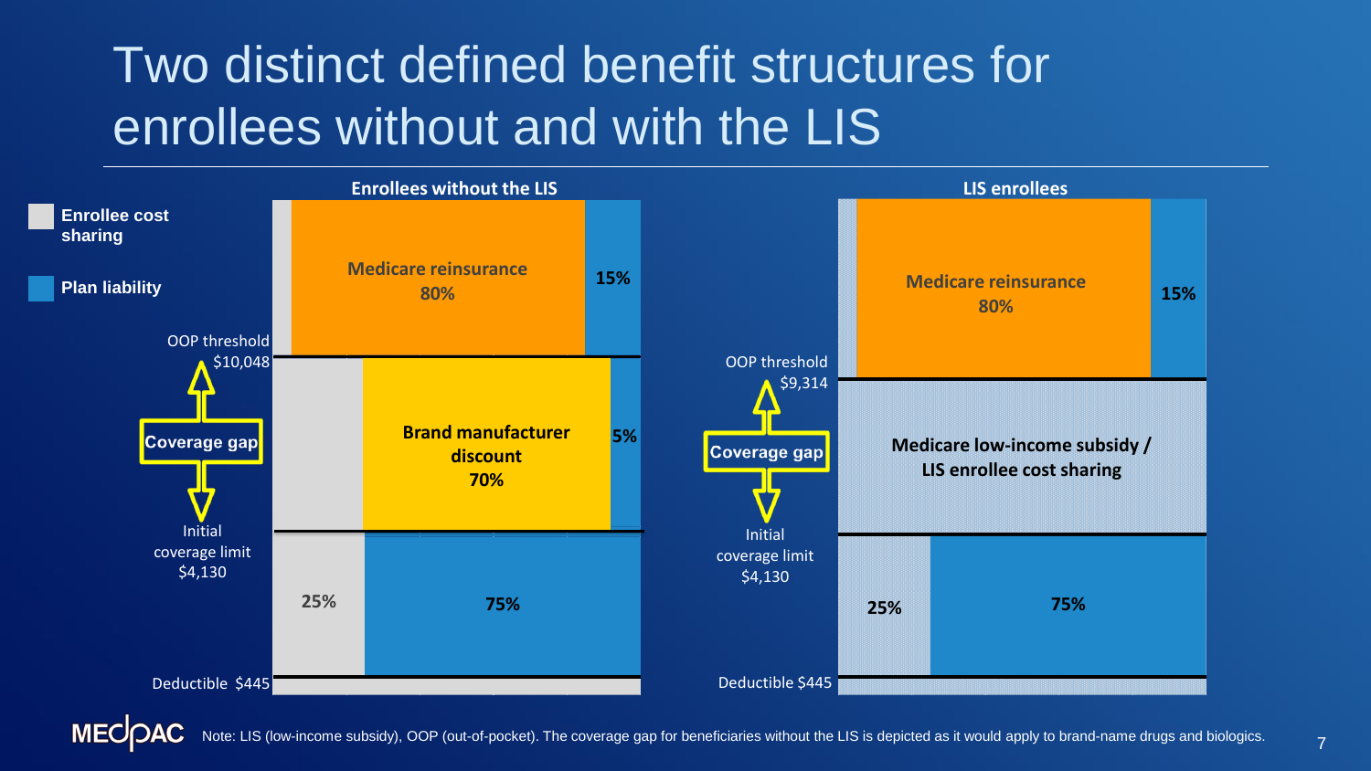# Two distinct defined benefit structures for enrollees without and with the LIS

**Enrollee cost sharing**

**Plan liability**

**Enrollees without the LIS**

| | Enrollee cost sharing | Other | Plan liability |
|---|---|---|---|
| Above OOP threshold $10,048 | | **Medicare reinsurance 80%** | **15%** |
| Coverage gap (Initial coverage limit $4,130 to OOP threshold $10,048) | | **Brand manufacturer discount 70%** | **5%** |
| Deductible $445 to Initial coverage limit $4,130 | **25%** | | **75%** |
| Below Deductible $445 | | | |

**LIS enrollees**

| | Enrollee cost sharing | Other | Plan liability |
|---|---|---|---|
| Above OOP threshold $9,314 | | **Medicare reinsurance 80%** | **15%** |
| Coverage gap (Initial coverage limit $4,130 to OOP threshold $9,314) | **Medicare low-income subsidy / LIS enrollee cost sharing** | | |
| Deductible $445 to Initial coverage limit $4,130 | **25%** | | **75%** |
| Below Deductible $445 | | | |

Note: LIS (low-income subsidy), OOP (out-of-pocket). The coverage gap for beneficiaries without the LIS is depicted as it would apply to brand-name drugs and biologics.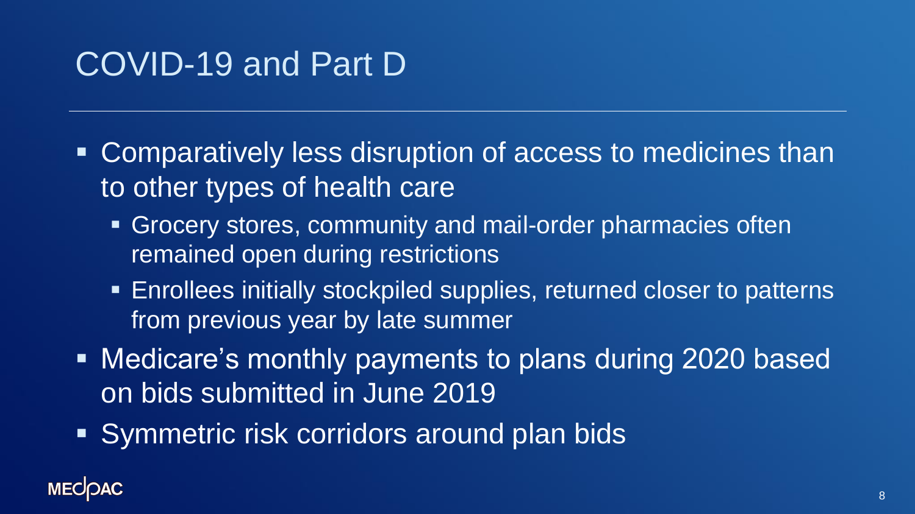# COVID-19 and Part D

- Comparatively less disruption of access to medicines than to other types of health care
  - Grocery stores, community and mail-order pharmacies often remained open during restrictions
  - Enrollees initially stockpiled supplies, returned closer to patterns from previous year by late summer
- Medicare's monthly payments to plans during 2020 based on bids submitted in June 2019
- Symmetric risk corridors around plan bids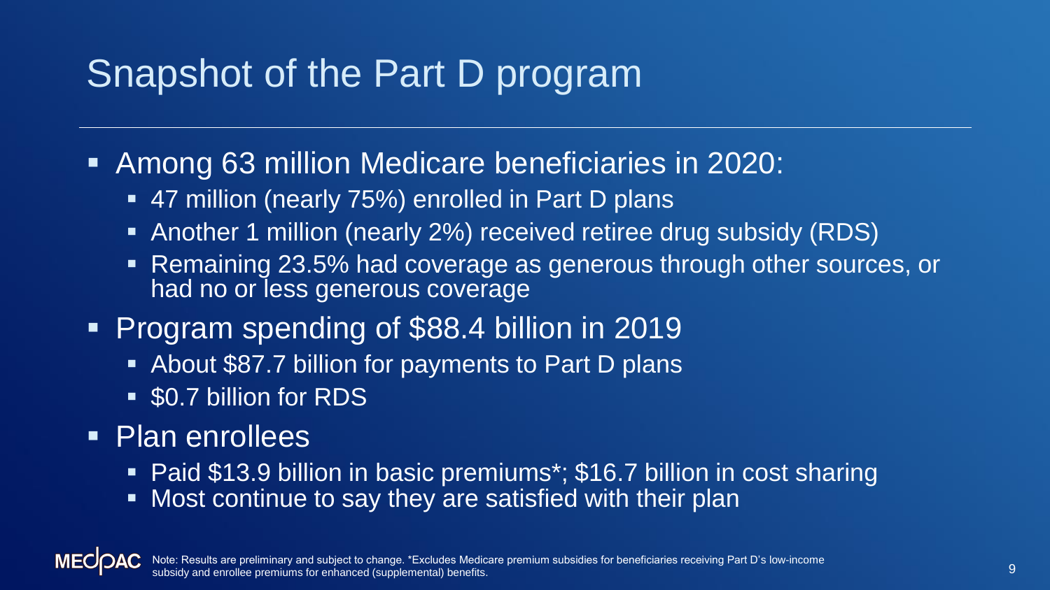# Snapshot of the Part D program

- Among 63 million Medicare beneficiaries in 2020:
  - 47 million (nearly 75%) enrolled in Part D plans
  - Another 1 million (nearly 2%) received retiree drug subsidy (RDS)
  - Remaining 23.5% had coverage as generous through other sources, or had no or less generous coverage
- Program spending of $88.4 billion in 2019
  - About $87.7 billion for payments to Part D plans
  - $0.7 billion for RDS
- Plan enrollees
  - Paid $13.9 billion in basic premiums*; $16.7 billion in cost sharing
  - Most continue to say they are satisfied with their plan

Note: Results are preliminary and subject to change. *Excludes Medicare premium subsidies for beneficiaries receiving Part D's low-income subsidy and enrollee premiums for enhanced (supplemental) benefits.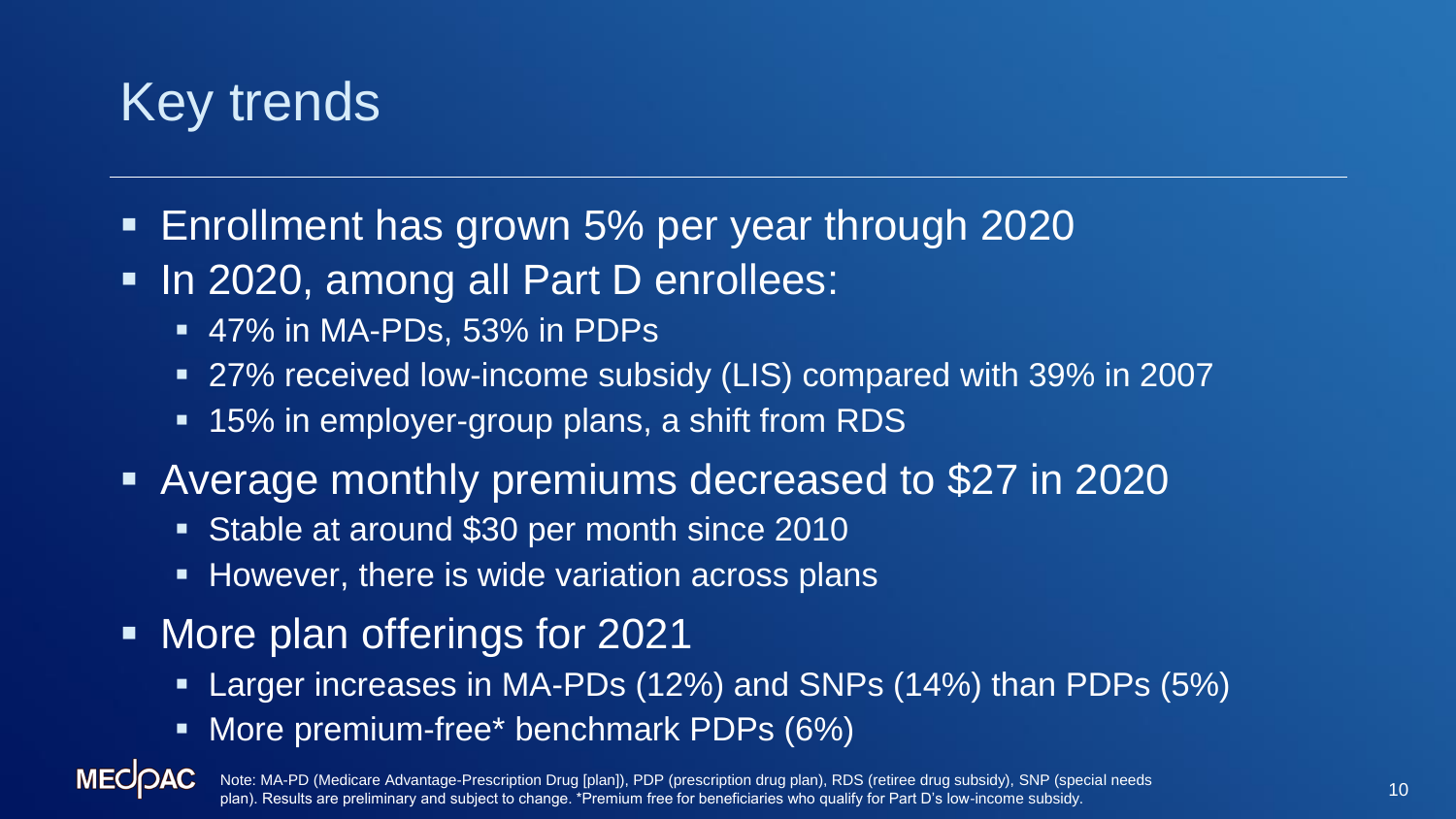# Key trends

- Enrollment has grown 5% per year through 2020
- In 2020, among all Part D enrollees:
  - 47% in MA-PDs, 53% in PDPs
  - 27% received low-income subsidy (LIS) compared with 39% in 2007
  - 15% in employer-group plans, a shift from RDS
- Average monthly premiums decreased to $27 in 2020
  - Stable at around $30 per month since 2010
  - However, there is wide variation across plans
- More plan offerings for 2021
  - Larger increases in MA-PDs (12%) and SNPs (14%) than PDPs (5%)
  - More premium-free* benchmark PDPs (6%)

Note: MA-PD (Medicare Advantage-Prescription Drug [plan]), PDP (prescription drug plan), RDS (retiree drug subsidy), SNP (special needs plan). Results are preliminary and subject to change. *Premium free for beneficiaries who qualify for Part D's low-income subsidy.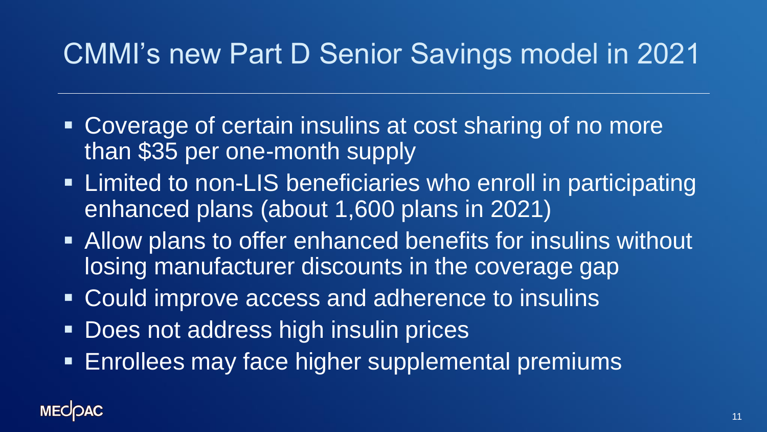# CMMI's new Part D Senior Savings model in 2021

- Coverage of certain insulins at cost sharing of no more than $35 per one-month supply
- Limited to non-LIS beneficiaries who enroll in participating enhanced plans (about 1,600 plans in 2021)
- Allow plans to offer enhanced benefits for insulins without losing manufacturer discounts in the coverage gap
- Could improve access and adherence to insulins
- Does not address high insulin prices
- Enrollees may face higher supplemental premiums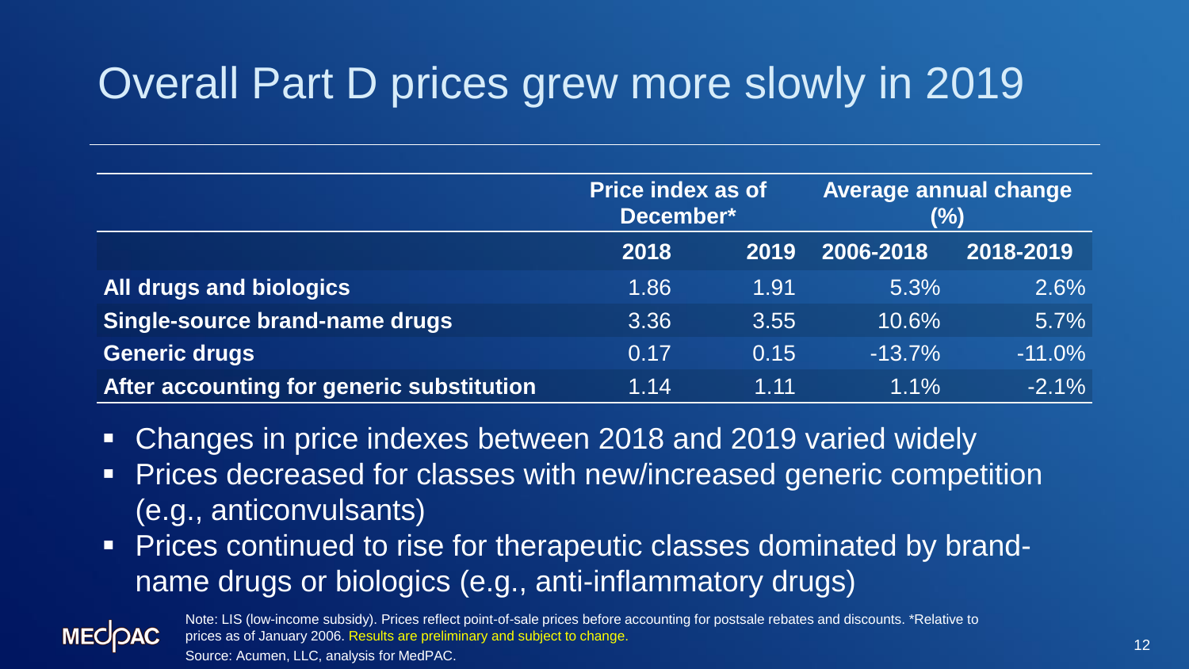# Overall Part D prices grew more slowly in 2019

| | Price index as of December* | | Average annual change (%) | |
|---|---|---|---|---|
| | 2018 | 2019 | 2006-2018 | 2018-2019 |
| **All drugs and biologics** | 1.86 | 1.91 | 5.3% | 2.6% |
| **Single-source brand-name drugs** | 3.36 | 3.55 | 10.6% | 5.7% |
| **Generic drugs** | 0.17 | 0.15 | -13.7% | -11.0% |
| **After accounting for generic substitution** | 1.14 | 1.11 | 1.1% | -2.1% |

- Changes in price indexes between 2018 and 2019 varied widely
- Prices decreased for classes with new/increased generic competition (e.g., anticonvulsants)
- Prices continued to rise for therapeutic classes dominated by brand-name drugs or biologics (e.g., anti-inflammatory drugs)

Note: LIS (low-income subsidy). Prices reflect point-of-sale prices before accounting for postsale rebates and discounts. *Relative to prices as of January 2006. Results are preliminary and subject to change.

Source: Acumen, LLC, analysis for MedPAC.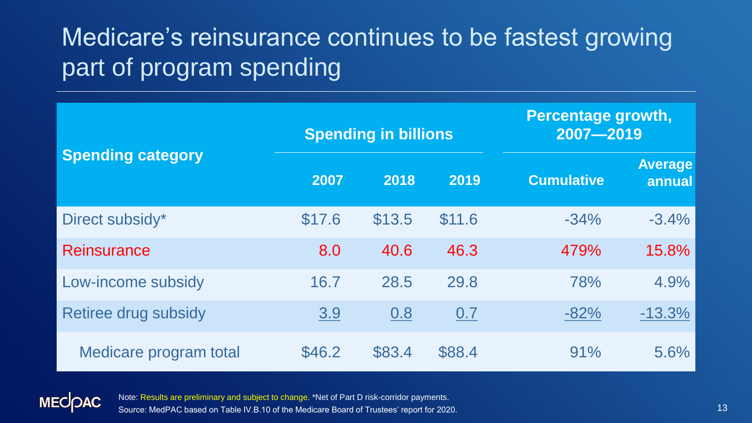# Medicare's reinsurance continues to be fastest growing part of program spending

| Spending category | Spending in billions | | | Percentage growth, 2007—2019 | |
|---|---|---|---|---|---|
| | 2007 | 2018 | 2019 | Cumulative | Average annual |
| Direct subsidy* | $17.6 | $13.5 | $11.6 | -34% | -3.4% |
| Reinsurance | 8.0 | 40.6 | 46.3 | 479% | 15.8% |
| Low-income subsidy | 16.7 | 28.5 | 29.8 | 78% | 4.9% |
| Retiree drug subsidy | 3.9 | 0.8 | 0.7 | -82% | -13.3% |
| Medicare program total | $46.2 | $83.4 | $88.4 | 91% | 5.6% |

Note: Results are preliminary and subject to change. *Net of Part D risk-corridor payments.
Source: MedPAC based on Table IV.B.10 of the Medicare Board of Trustees' report for 2020.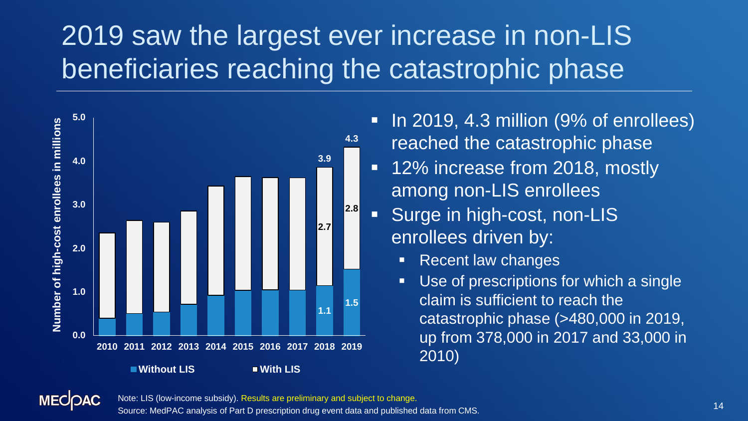# 2019 saw the largest ever increase in non-LIS beneficiaries reaching the catastrophic phase

| Year | Without LIS | With LIS | Total |
|---|---|---|---|
| 2010 | | | |
| 2011 | | | |
| 2012 | | | |
| 2013 | | | |
| 2014 | | | |
| 2015 | | | |
| 2016 | | | |
| 2017 | | | |
| 2018 | 1.1 | 2.7 | 3.9 |
| 2019 | 1.5 | 2.8 | 4.3 |

Number of high-cost enrollees in millions

- In 2019, 4.3 million (9% of enrollees) reached the catastrophic phase
- 12% increase from 2018, mostly among non-LIS enrollees
- Surge in high-cost, non-LIS enrollees driven by:
  - Recent law changes
  - Use of prescriptions for which a single claim is sufficient to reach the catastrophic phase (>480,000 in 2019, up from 378,000 in 2017 and 33,000 in 2010)

Note: LIS (low-income subsidy). Results are preliminary and subject to change.
Source: MedPAC analysis of Part D prescription drug event data and published data from CMS.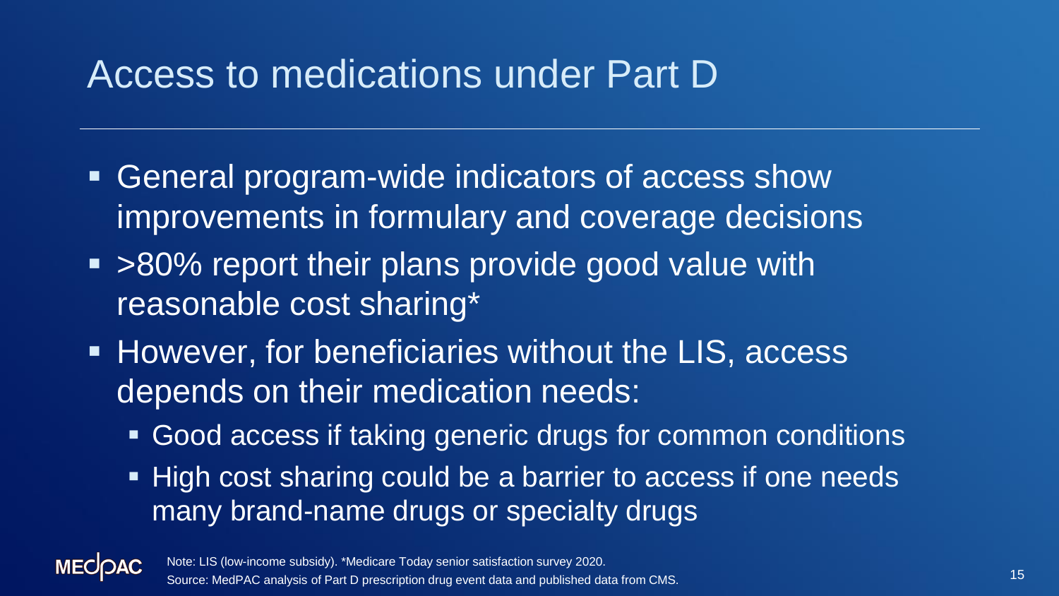# Access to medications under Part D

- General program-wide indicators of access show improvements in formulary and coverage decisions
- >80% report their plans provide good value with reasonable cost sharing*
- However, for beneficiaries without the LIS, access depends on their medication needs:
  - Good access if taking generic drugs for common conditions
  - High cost sharing could be a barrier to access if one needs many brand-name drugs or specialty drugs

Note: LIS (low-income subsidy). *Medicare Today senior satisfaction survey 2020.
Source: MedPAC analysis of Part D prescription drug event data and published data from CMS.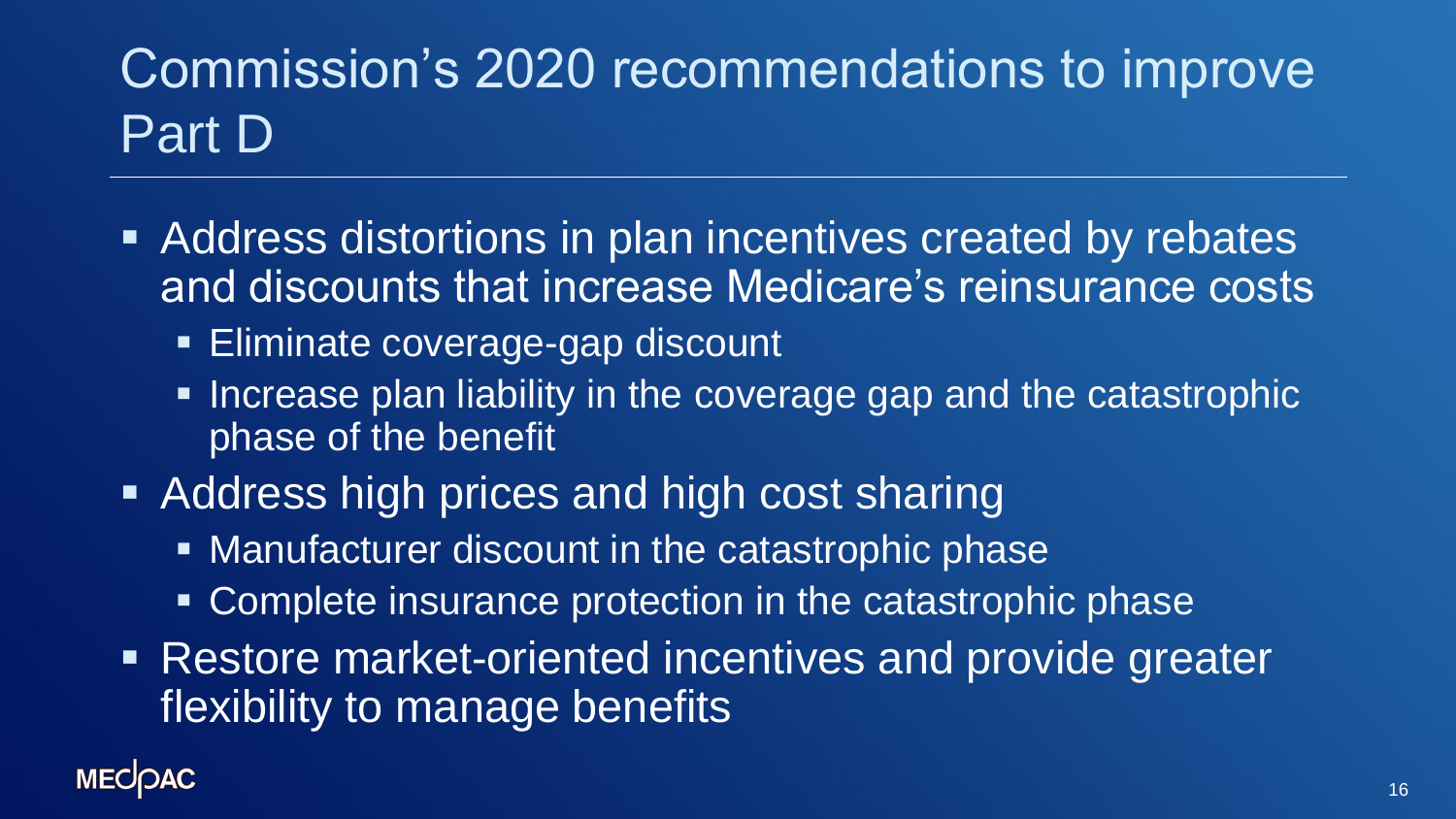# Commission's 2020 recommendations to improve Part D

- Address distortions in plan incentives created by rebates and discounts that increase Medicare's reinsurance costs
  - Eliminate coverage-gap discount
  - Increase plan liability in the coverage gap and the catastrophic phase of the benefit
- Address high prices and high cost sharing
  - Manufacturer discount in the catastrophic phase
  - Complete insurance protection in the catastrophic phase
- Restore market-oriented incentives and provide greater flexibility to manage benefits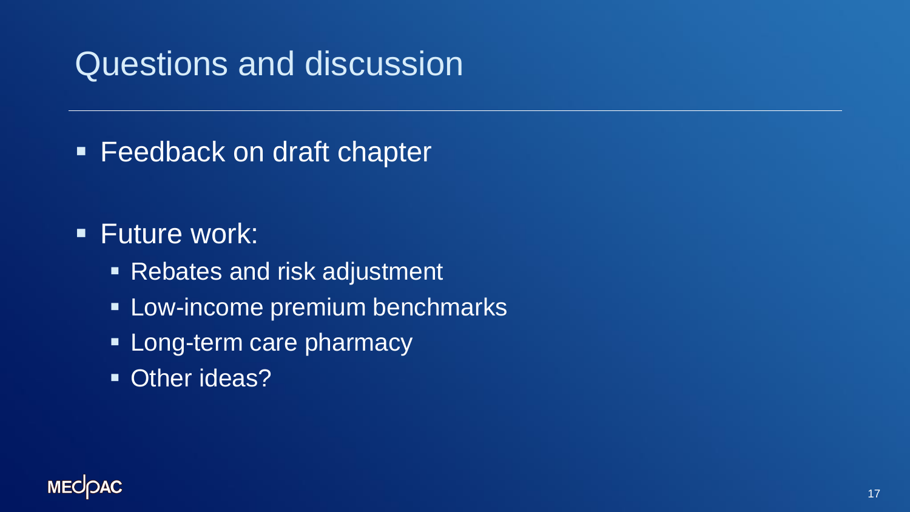# Questions and discussion

- Feedback on draft chapter

- Future work:
  - Rebates and risk adjustment
  - Low-income premium benchmarks
  - Long-term care pharmacy
  - Other ideas?